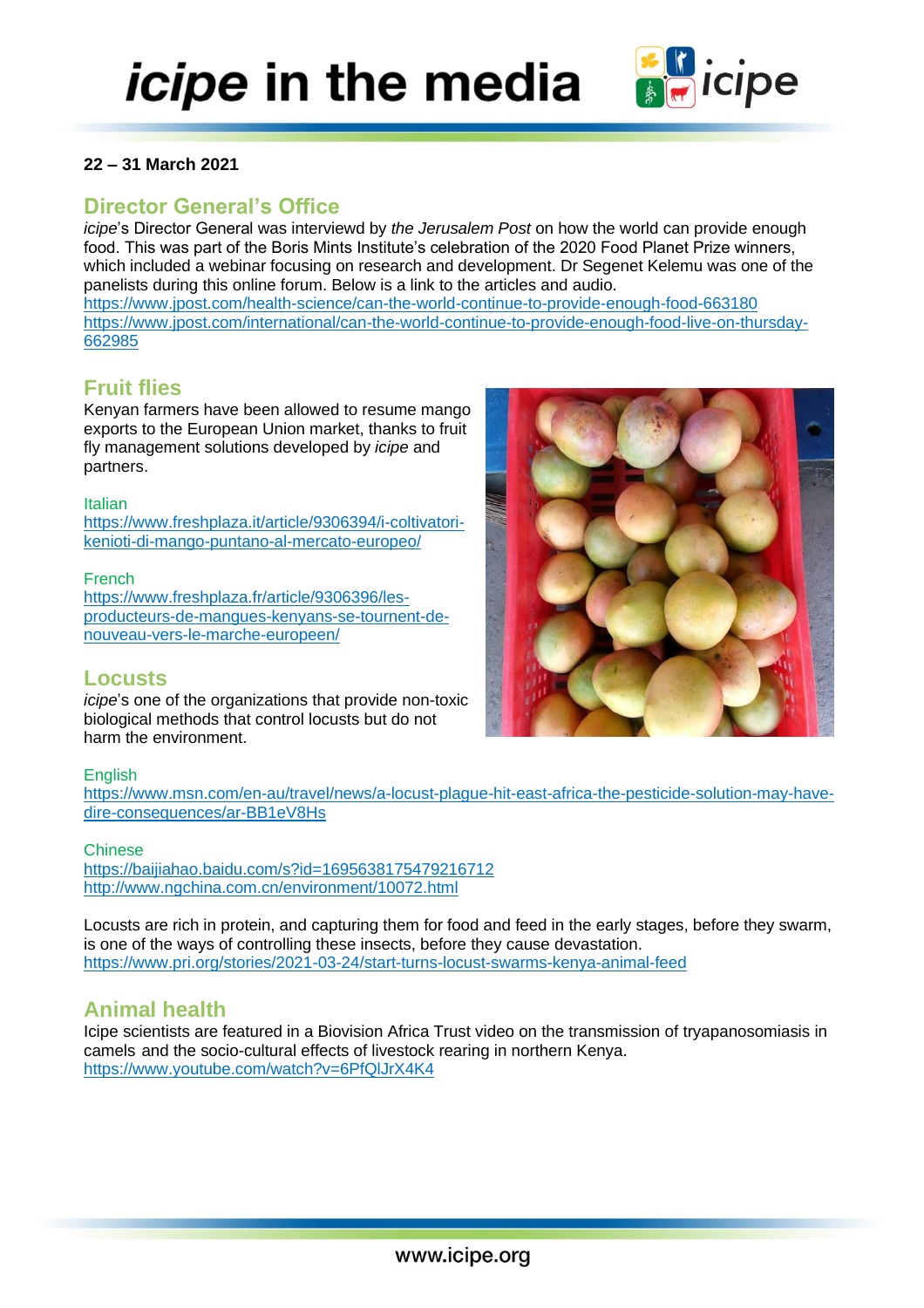# *icipe* in the media

**22 – 31 March 2021**

## Director General's Office

*icipe*'s Director General was interviewd by *the Jerusalem Post* on how the world can provide enough food. This was part of the Boris Mints Institute's celebration of the 2020 Food Planet Prize winners, which included a webinar focusing on research and development. Dr Segenet Kelemu was one of the panelists during this online forum. Below is a link to the articles and audio.
https://www.jpost.com/health-science/can-the-world-continue-to-provide-enough-food-663180
https://www.jpost.com/international/can-the-world-continue-to-provide-enough-food-live-on-thursday-662985

## Fruit flies

Kenyan farmers have been allowed to resume mango exports to the European Union market, thanks to fruit fly management solutions developed by *icipe* and partners.

Italian
https://www.freshplaza.it/article/9306394/i-coltivatori-kenioti-di-mango-puntano-al-mercato-europeo/

French
https://www.freshplaza.fr/article/9306396/les-producteurs-de-mangues-kenyans-se-tournent-de-nouveau-vers-le-marche-europeen/

## Locusts

*icipe*'s one of the organizations that provide non-toxic biological methods that control locusts but do not harm the environment.

English
https://www.msn.com/en-au/travel/news/a-locust-plague-hit-east-africa-the-pesticide-solution-may-have-dire-consequences/ar-BB1eV8Hs

Chinese
https://baijiahao.baidu.com/s?id=1695638175479216712
http://www.ngchina.com.cn/environment/10072.html

Locusts are rich in protein, and capturing them for food and feed in the early stages, before they swarm, is one of the ways of controlling these insects, before they cause devastation.
https://www.pri.org/stories/2021-03-24/start-turns-locust-swarms-kenya-animal-feed

## Animal health

Icipe scientists are featured in a Biovision Africa Trust video on the transmission of tryapanosomiasis in camels and the socio-cultural effects of livestock rearing in northern Kenya.
https://www.youtube.com/watch?v=6PfQlJrX4K4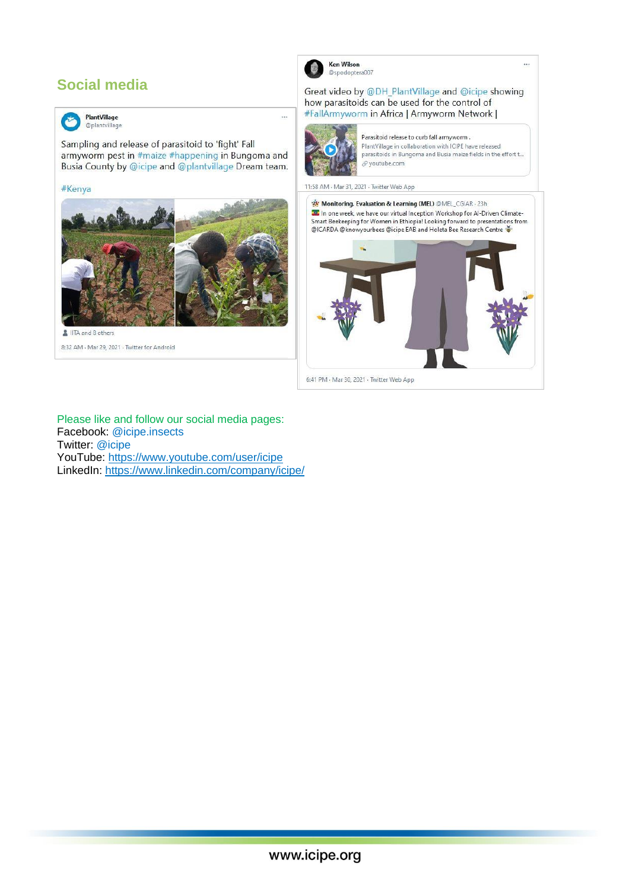## Social media

PlantVillage
@plantvillage

Sampling and release of parasitoid to 'fight' Fall armyworm pest in #maize #happening in Bungoma and Busia County by @icipe and @plantvillage Dream team.

#Kenya

IITA and 8 others

8:32 AM · Mar 29, 2021 · Twitter for Android

Ken Wilson
@spodoptera007

Great video by @DH_PlantVillage and @icipe showing how parasitoids can be used for the control of #FallArmyworm in Africa | Armyworm Network |

Parasitoid release to curb fall armyworm .
PlantVillage in collaboration with ICIPE have released parasitoids in Bungoma and Busia maize fields in the effort t...
youtube.com

11:58 AM · Mar 31, 2021 · Twitter Web App

Monitoring, Evaluation & Learning (MEL) @MEL_CGIAR · 23h
In one week, we have our virtual Inception Workshop for AI-Driven Climate-Smart Beekeeping for Women in Ethiopia! Looking forward to presentations from @ICARDA @knowyourbees @icipe EAB and Holeta Bee Research Centre

6:41 PM · Mar 30, 2021 · Twitter Web App

Please like and follow our social media pages:
Facebook: @icipe.insects
Twitter: @icipe
YouTube: https://www.youtube.com/user/icipe
LinkedIn: https://www.linkedin.com/company/icipe/